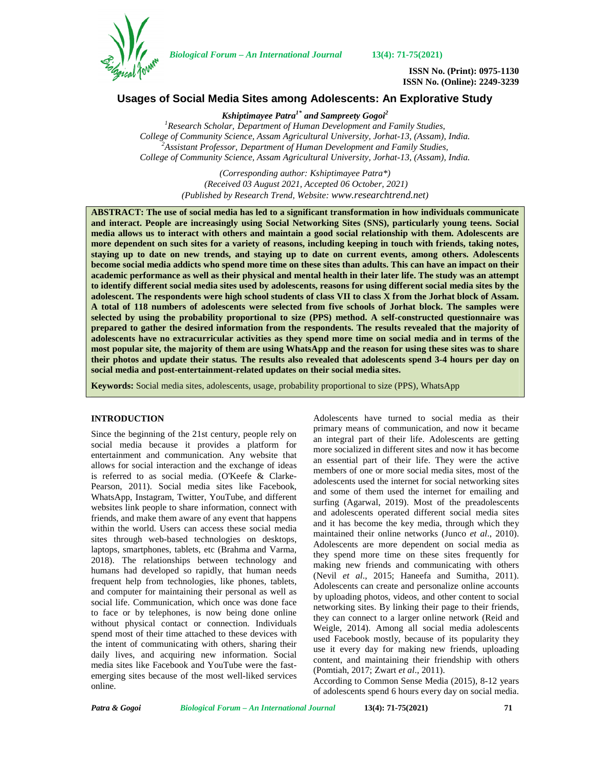# Usages of Social Media Sites among Adolescents: An Explorative Study

***Kshiptimayee Patra[1*] and Sampreety Gogoi[2]***

[1]*Research Scholar, Department of Human Development and Family Studies, College of Community Science, Assam Agricultural University, Jorhat-13, (Assam), India.*
[2]*Assistant Professor, Department of Human Development and Family Studies, College of Community Science, Assam Agricultural University, Jorhat-13, (Assam), India.*

*(Corresponding author: Kshiptimayee Patra*)*
*(Received 03 August 2021, Accepted 06 October, 2021)*
*(Published by Research Trend, Website: www.researchtrend.net)*

**ABSTRACT: The use of social media has led to a significant transformation in how individuals communicate and interact. People are increasingly using Social Networking Sites (SNS), particularly young teens. Social media allows us to interact with others and maintain a good social relationship with them. Adolescents are more dependent on such sites for a variety of reasons, including keeping in touch with friends, taking notes, staying up to date on new trends, and staying up to date on current events, among others. Adolescents become social media addicts who spend more time on these sites than adults. This can have an impact on their academic performance as well as their physical and mental health in their later life. The study was an attempt to identify different social media sites used by adolescents, reasons for using different social media sites by the adolescent. The respondents were high school students of class VII to class X from the Jorhat block of Assam. A total of 118 numbers of adolescents were selected from five schools of Jorhat block. The samples were selected by using the probability proportional to size (PPS) method. A self-constructed questionnaire was prepared to gather the desired information from the respondents. The results revealed that the majority of adolescents have no extracurricular activities as they spend more time on social media and in terms of the most popular site, the majority of them are using WhatsApp and the reason for using these sites was to share their photos and update their status. The results also revealed that adolescents spend 3-4 hours per day on social media and post-entertainment-related updates on their social media sites.**

**Keywords:** Social media sites, adolescents, usage, probability proportional to size (PPS), WhatsApp

## INTRODUCTION

Since the beginning of the 21st century, people rely on social media because it provides a platform for entertainment and communication. Any website that allows for social interaction and the exchange of ideas is referred to as social media. (O'Keefe & Clarke-Pearson, 2011). Social media sites like Facebook, WhatsApp, Instagram, Twitter, YouTube, and different websites link people to share information, connect with friends, and make them aware of any event that happens within the world. Users can access these social media sites through web-based technologies on desktops, laptops, smartphones, tablets, etc (Brahma and Varma, 2018). The relationships between technology and humans had developed so rapidly, that human needs frequent help from technologies, like phones, tablets, and computer for maintaining their personal as well as social life. Communication, which once was done face to face or by telephones, is now being done online without physical contact or connection. Individuals spend most of their time attached to these devices with the intent of communicating with others, sharing their daily lives, and acquiring new information. Social media sites like Facebook and YouTube were the fast-emerging sites because of the most well-liked services online.

Adolescents have turned to social media as their primary means of communication, and now it became an integral part of their life. Adolescents are getting more socialized in different sites and now it has become an essential part of their life. They were the active members of one or more social media sites, most of the adolescents used the internet for social networking sites and some of them used the internet for emailing and surfing (Agarwal, 2019). Most of the preadolescents and adolescents operated different social media sites and it has become the key media, through which they maintained their online networks (Junco *et al*., 2010). Adolescents are more dependent on social media as they spend more time on these sites frequently for making new friends and communicating with others (Nevil *et al*., 2015; Haneefa and Sumitha, 2011). Adolescents can create and personalize online accounts by uploading photos, videos, and other content to social networking sites. By linking their page to their friends, they can connect to a larger online network (Reid and Weigle, 2014). Among all social media adolescents used Facebook mostly, because of its popularity they use it every day for making new friends, uploading content, and maintaining their friendship with others (Pomtiah, 2017; Zwart *et al*., 2011).

According to Common Sense Media (2015), 8-12 years of adolescents spend 6 hours every day on social media.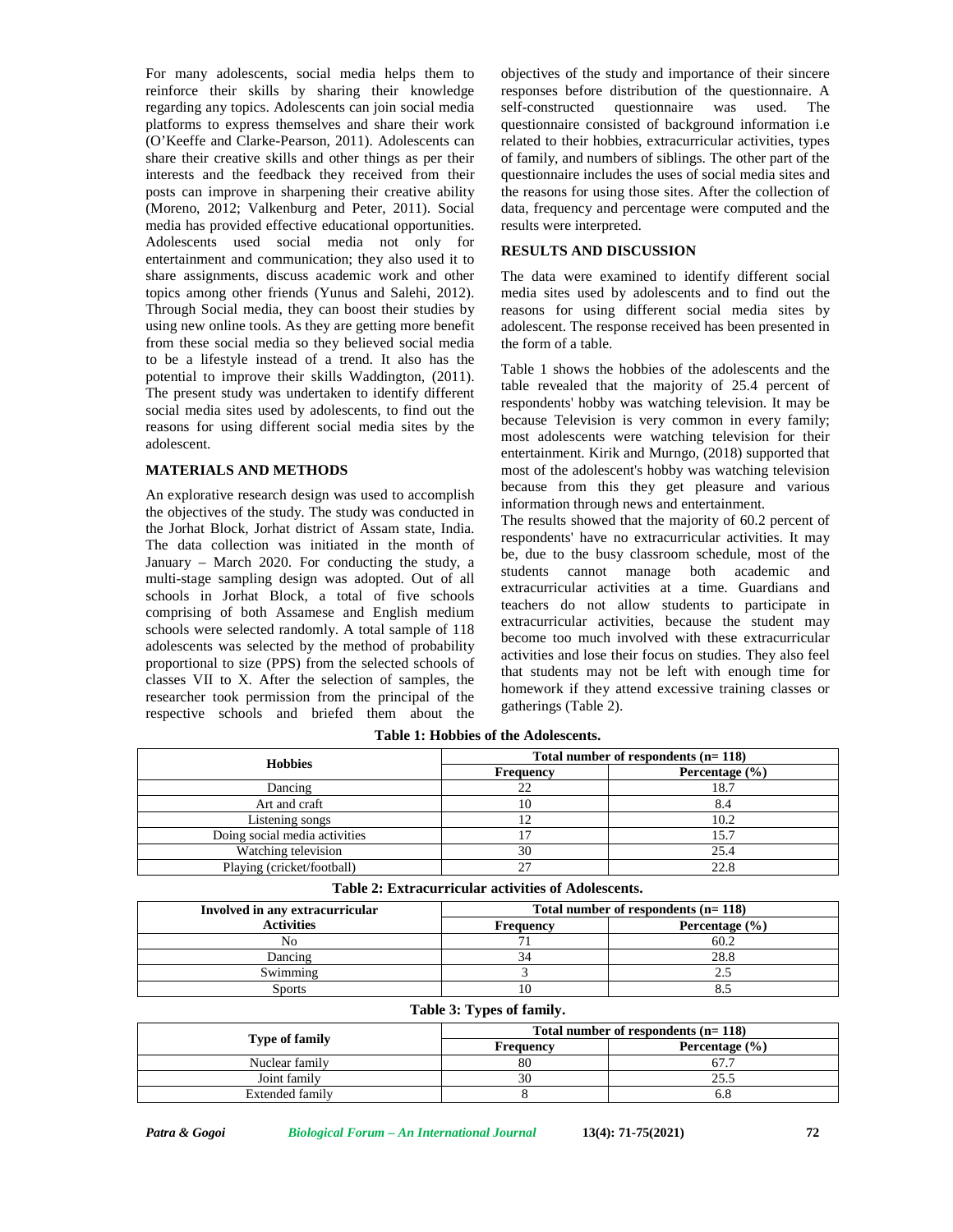For many adolescents, social media helps them to reinforce their skills by sharing their knowledge regarding any topics. Adolescents can join social media platforms to express themselves and share their work (O'Keeffe and Clarke-Pearson, 2011). Adolescents can share their creative skills and other things as per their interests and the feedback they received from their posts can improve in sharpening their creative ability (Moreno, 2012; Valkenburg and Peter, 2011). Social media has provided effective educational opportunities. Adolescents used social media not only for entertainment and communication; they also used it to share assignments, discuss academic work and other topics among other friends (Yunus and Salehi, 2012). Through Social media, they can boost their studies by using new online tools. As they are getting more benefit from these social media so they believed social media to be a lifestyle instead of a trend. It also has the potential to improve their skills Waddington, (2011). The present study was undertaken to identify different social media sites used by adolescents, to find out the reasons for using different social media sites by the adolescent.

## MATERIALS AND METHODS

An explorative research design was used to accomplish the objectives of the study. The study was conducted in the Jorhat Block, Jorhat district of Assam state, India. The data collection was initiated in the month of January – March 2020. For conducting the study, a multi-stage sampling design was adopted. Out of all schools in Jorhat Block, a total of five schools comprising of both Assamese and English medium schools were selected randomly. A total sample of 118 adolescents was selected by the method of probability proportional to size (PPS) from the selected schools of classes VII to X. After the selection of samples, the researcher took permission from the principal of the respective schools and briefed them about the objectives of the study and importance of their sincere responses before distribution of the questionnaire. A self-constructed questionnaire was used. The questionnaire consisted of background information i.e related to their hobbies, extracurricular activities, types of family, and numbers of siblings. The other part of the questionnaire includes the uses of social media sites and the reasons for using those sites. After the collection of data, frequency and percentage were computed and the results were interpreted.

## RESULTS AND DISCUSSION

The data were examined to identify different social media sites used by adolescents and to find out the reasons for using different social media sites by adolescent. The response received has been presented in the form of a table.

Table 1 shows the hobbies of the adolescents and the table revealed that the majority of 25.4 percent of respondents' hobby was watching television. It may be because Television is very common in every family; most adolescents were watching television for their entertainment. Kirik and Murngo, (2018) supported that most of the adolescent's hobby was watching television because from this they get pleasure and various information through news and entertainment.

The results showed that the majority of 60.2 percent of respondents' have no extracurricular activities. It may be, due to the busy classroom schedule, most of the students cannot manage both academic and extracurricular activities at a time. Guardians and teachers do not allow students to participate in extracurricular activities, because the student may become too much involved with these extracurricular activities and lose their focus on studies. They also feel that students may not be left with enough time for homework if they attend excessive training classes or gatherings (Table 2).

**Table 1: Hobbies of the Adolescents.**

| Hobbies | Total number of respondents (n= 118) | |
|---|---|---|
| | Frequency | Percentage (%) |
| Dancing | 22 | 18.7 |
| Art and craft | 10 | 8.4 |
| Listening songs | 12 | 10.2 |
| Doing social media activities | 17 | 15.7 |
| Watching television | 30 | 25.4 |
| Playing (cricket/football) | 27 | 22.8 |

**Table 2: Extracurricular activities of Adolescents.**

| Involved in any extracurricular Activities | Total number of respondents (n= 118) | |
|---|---|---|
| | Frequency | Percentage (%) |
| No | 71 | 60.2 |
| Dancing | 34 | 28.8 |
| Swimming | 3 | 2.5 |
| Sports | 10 | 8.5 |

**Table 3: Types of family.**

| Type of family | Total number of respondents (n= 118) | |
|---|---|---|
| | Frequency | Percentage (%) |
| Nuclear family | 80 | 67.7 |
| Joint family | 30 | 25.5 |
| Extended family | 8 | 6.8 |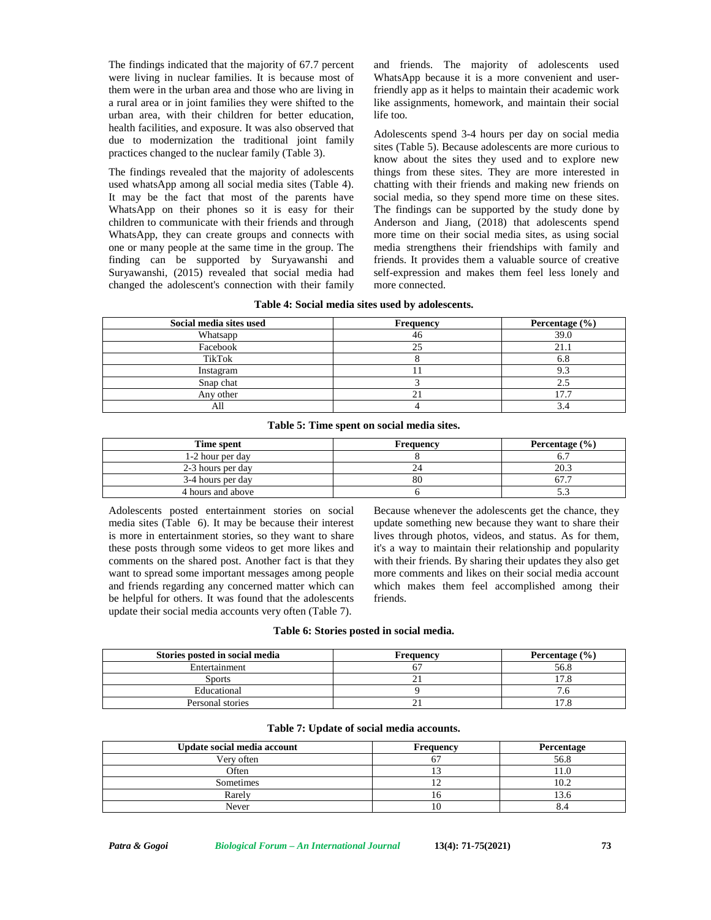The findings indicated that the majority of 67.7 percent were living in nuclear families. It is because most of them were in the urban area and those who are living in a rural area or in joint families they were shifted to the urban area, with their children for better education, health facilities, and exposure. It was also observed that due to modernization the traditional joint family practices changed to the nuclear family (Table 3).

The findings revealed that the majority of adolescents used whatsApp among all social media sites (Table 4). It may be the fact that most of the parents have WhatsApp on their phones so it is easy for their children to communicate with their friends and through WhatsApp, they can create groups and connects with one or many people at the same time in the group. The finding can be supported by Suryawanshi and Suryawanshi, (2015) revealed that social media had changed the adolescent's connection with their family and friends. The majority of adolescents used WhatsApp because it is a more convenient and user-friendly app as it helps to maintain their academic work like assignments, homework, and maintain their social life too.

Adolescents spend 3-4 hours per day on social media sites (Table 5). Because adolescents are more curious to know about the sites they used and to explore new things from these sites. They are more interested in chatting with their friends and making new friends on social media, so they spend more time on these sites. The findings can be supported by the study done by Anderson and Jiang, (2018) that adolescents spend more time on their social media sites, as using social media strengthens their friendships with family and friends. It provides them a valuable source of creative self-expression and makes them feel less lonely and more connected.

**Table 4: Social media sites used by adolescents.**

| Social media sites used | Frequency | Percentage (%) |
|---|---|---|
| Whatsapp | 46 | 39.0 |
| Facebook | 25 | 21.1 |
| TikTok | 8 | 6.8 |
| Instagram | 11 | 9.3 |
| Snap chat | 3 | 2.5 |
| Any other | 21 | 17.7 |
| All | 4 | 3.4 |

**Table 5: Time spent on social media sites.**

| Time spent | Frequency | Percentage (%) |
|---|---|---|
| 1-2 hour per day | 8 | 6.7 |
| 2-3 hours per day | 24 | 20.3 |
| 3-4 hours per day | 80 | 67.7 |
| 4 hours and above | 6 | 5.3 |

Adolescents posted entertainment stories on social media sites (Table 6). It may be because their interest is more in entertainment stories, so they want to share these posts through some videos to get more likes and comments on the shared post. Another fact is that they want to spread some important messages among people and friends regarding any concerned matter which can be helpful for others. It was found that the adolescents update their social media accounts very often (Table 7). Because whenever the adolescents get the chance, they update something new because they want to share their lives through photos, videos, and status. As for them, it's a way to maintain their relationship and popularity with their friends. By sharing their updates they also get more comments and likes on their social media account which makes them feel accomplished among their friends.

**Table 6: Stories posted in social media.**

| Stories posted in social media | Frequency | Percentage (%) |
|---|---|---|
| Entertainment | 67 | 56.8 |
| Sports | 21 | 17.8 |
| Educational | 9 | 7.6 |
| Personal stories | 21 | 17.8 |

**Table 7: Update of social media accounts.**

| Update social media account | Frequency | Percentage |
|---|---|---|
| Very often | 67 | 56.8 |
| Often | 13 | 11.0 |
| Sometimes | 12 | 10.2 |
| Rarely | 16 | 13.6 |
| Never | 10 | 8.4 |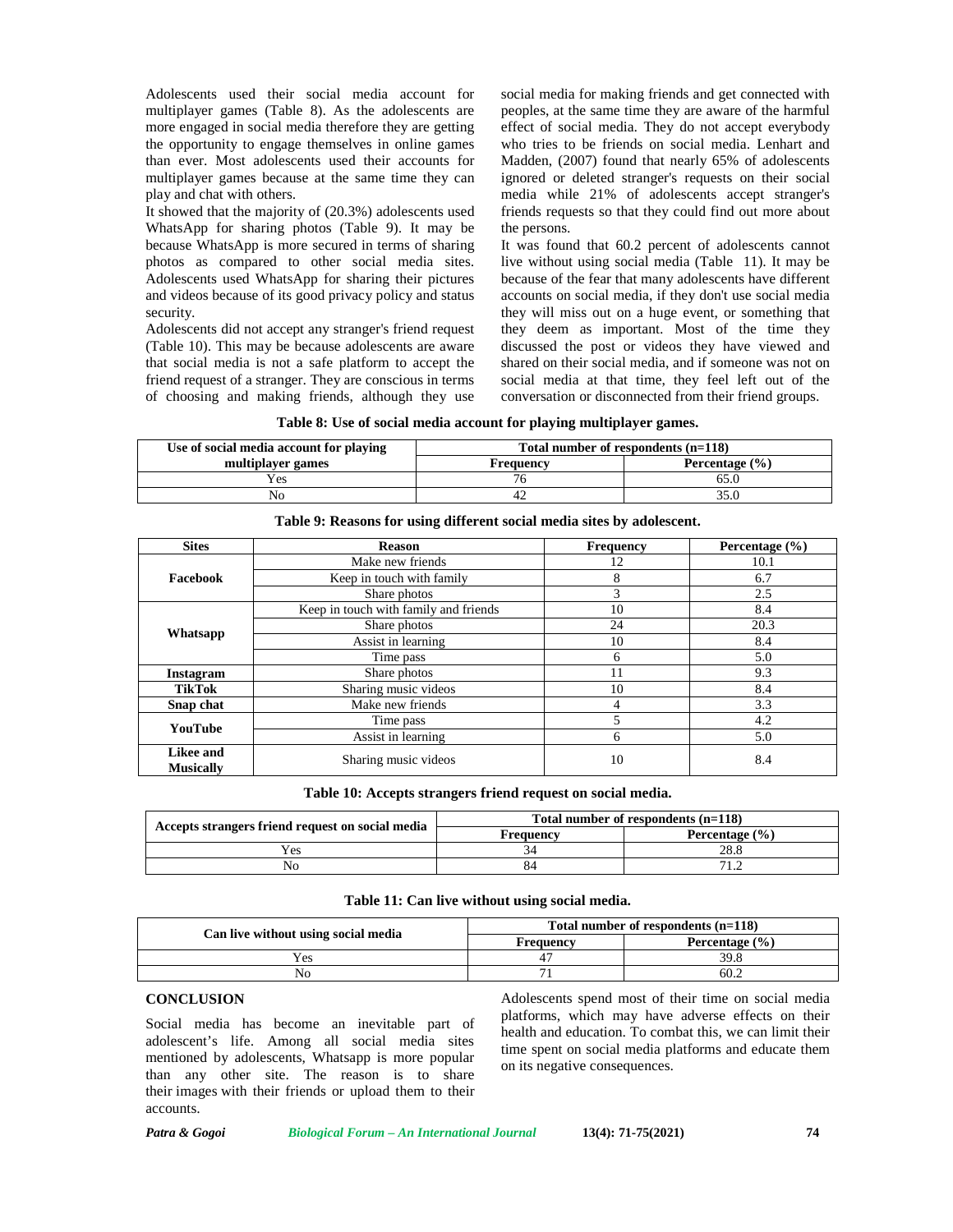Adolescents used their social media account for multiplayer games (Table 8). As the adolescents are more engaged in social media therefore they are getting the opportunity to engage themselves in online games than ever. Most adolescents used their accounts for multiplayer games because at the same time they can play and chat with others.

It showed that the majority of (20.3%) adolescents used WhatsApp for sharing photos (Table 9). It may be because WhatsApp is more secured in terms of sharing photos as compared to other social media sites. Adolescents used WhatsApp for sharing their pictures and videos because of its good privacy policy and status security.

Adolescents did not accept any stranger's friend request (Table 10). This may be because adolescents are aware that social media is not a safe platform to accept the friend request of a stranger. They are conscious in terms of choosing and making friends, although they use social media for making friends and get connected with peoples, at the same time they are aware of the harmful effect of social media. They do not accept everybody who tries to be friends on social media. Lenhart and Madden, (2007) found that nearly 65% of adolescents ignored or deleted stranger's requests on their social media while 21% of adolescents accept stranger's friends requests so that they could find out more about the persons.

It was found that 60.2 percent of adolescents cannot live without using social media (Table 11). It may be because of the fear that many adolescents have different accounts on social media, if they don't use social media they will miss out on a huge event, or something that they deem as important. Most of the time they discussed the post or videos they have viewed and shared on their social media, and if someone was not on social media at that time, they feel left out of the conversation or disconnected from their friend groups.

**Table 8: Use of social media account for playing multiplayer games.**

| Use of social media account for playing multiplayer games | Total number of respondents (n=118) | |
|---|---|---|
| | Frequency | Percentage (%) |
| Yes | 76 | 65.0 |
| No | 42 | 35.0 |

**Table 9: Reasons for using different social media sites by adolescent.**

| Sites | Reason | Frequency | Percentage (%) |
|---|---|---|---|
| Facebook | Make new friends | 12 | 10.1 |
| | Keep in touch with family | 8 | 6.7 |
| | Share photos | 3 | 2.5 |
| Whatsapp | Keep in touch with family and friends | 10 | 8.4 |
| | Share photos | 24 | 20.3 |
| | Assist in learning | 10 | 8.4 |
| | Time pass | 6 | 5.0 |
| Instagram | Share photos | 11 | 9.3 |
| TikTok | Sharing music videos | 10 | 8.4 |
| Snap chat | Make new friends | 4 | 3.3 |
| YouTube | Time pass | 5 | 4.2 |
| | Assist in learning | 6 | 5.0 |
| Likee and Musically | Sharing music videos | 10 | 8.4 |

**Table 10: Accepts strangers friend request on social media.**

| Accepts strangers friend request on social media | Total number of respondents (n=118) | |
|---|---|---|
| | Frequency | Percentage (%) |
| Yes | 34 | 28.8 |
| No | 84 | 71.2 |

**Table 11: Can live without using social media.**

| Can live without using social media | Total number of respondents (n=118) | |
|---|---|---|
| | Frequency | Percentage (%) |
| Yes | 47 | 39.8 |
| No | 71 | 60.2 |

## CONCLUSION

Social media has become an inevitable part of adolescent's life. Among all social media sites mentioned by adolescents, Whatsapp is more popular than any other site. The reason is to share their images with their friends or upload them to their accounts.

Adolescents spend most of their time on social media platforms, which may have adverse effects on their health and education. To combat this, we can limit their time spent on social media platforms and educate them on its negative consequences.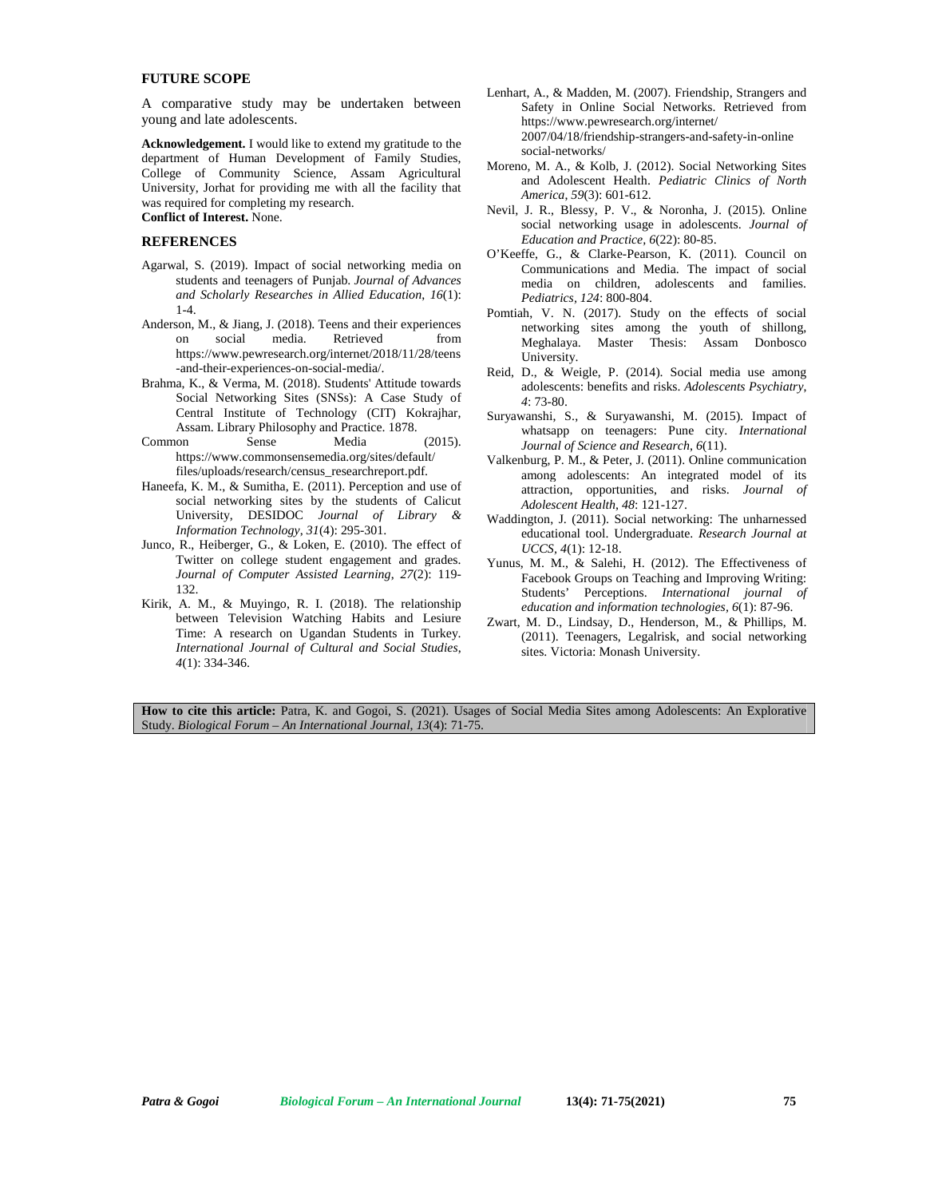## FUTURE SCOPE

A comparative study may be undertaken between young and late adolescents.

**Acknowledgement.** I would like to extend my gratitude to the department of Human Development of Family Studies, College of Community Science, Assam Agricultural University, Jorhat for providing me with all the facility that was required for completing my research.

**Conflict of Interest.** None.

## REFERENCES

Agarwal, S. (2019). Impact of social networking media on students and teenagers of Punjab. *Journal of Advances and Scholarly Researches in Allied Education*, *16*(1): 1-4.

Anderson, M., & Jiang, J. (2018). Teens and their experiences on social media. Retrieved from https://www.pewresearch.org/internet/2018/11/28/teens-and-their-experiences-on-social-media/.

Brahma, K., & Verma, M. (2018). Students' Attitude towards Social Networking Sites (SNSs): A Case Study of Central Institute of Technology (CIT) Kokrajhar, Assam. Library Philosophy and Practice. 1878.

Common Sense Media (2015). https://www.commonsensemedia.org/sites/default/files/uploads/research/census_researchreport.pdf.

Haneefa, K. M., & Sumitha, E. (2011). Perception and use of social networking sites by the students of Calicut University, DESIDOC *Journal of Library & Information Technology*, *31*(4): 295-301.

Junco, R., Heiberger, G., & Loken, E. (2010). The effect of Twitter on college student engagement and grades. *Journal of Computer Assisted Learning*, *27*(2): 119-132.

Kirik, A. M., & Muyingo, R. I. (2018). The relationship between Television Watching Habits and Lesiure Time: A research on Ugandan Students in Turkey. *International Journal of Cultural and Social Studies*, *4*(1): 334-346.

Lenhart, A., & Madden, M. (2007). Friendship, Strangers and Safety in Online Social Networks. Retrieved from https://www.pewresearch.org/internet/2007/04/18/friendship-strangers-and-safety-in-online social-networks/

Moreno, M. A., & Kolb, J. (2012). Social Networking Sites and Adolescent Health. *Pediatric Clinics of North America*, *59*(3): 601-612.

Nevil, J. R., Blessy, P. V., & Noronha, J. (2015). Online social networking usage in adolescents. *Journal of Education and Practice*, *6*(22): 80-85.

O'Keeffe, G., & Clarke-Pearson, K. (2011). Council on Communications and Media. The impact of social media on children, adolescents and families. *Pediatrics*, *124*: 800-804.

Pomtiah, V. N. (2017). Study on the effects of social networking sites among the youth of shillong, Meghalaya. Master Thesis: Assam Donbosco University.

Reid, D., & Weigle, P. (2014). Social media use among adolescents: benefits and risks. *Adolescents Psychiatry*, *4*: 73-80.

Suryawanshi, S., & Suryawanshi, M. (2015). Impact of whatsapp on teenagers: Pune city. *International Journal of Science and Research*, *6*(11).

Valkenburg, P. M., & Peter, J. (2011). Online communication among adolescents: An integrated model of its attraction, opportunities, and risks. *Journal of Adolescent Health*, *48*: 121-127.

Waddington, J. (2011). Social networking: The unharnessed educational tool. Undergraduate. *Research Journal at UCCS*, *4*(1): 12-18.

Yunus, M. M., & Salehi, H. (2012). The Effectiveness of Facebook Groups on Teaching and Improving Writing: Students' Perceptions. *International journal of education and information technologies*, *6*(1): 87-96.

Zwart, M. D., Lindsay, D., Henderson, M., & Phillips, M. (2011). Teenagers, Legalrisk, and social networking sites. Victoria: Monash University.

**How to cite this article:** Patra, K. and Gogoi, S. (2021). Usages of Social Media Sites among Adolescents: An Explorative Study. *Biological Forum – An International Journal*, *13*(4): 71-75.